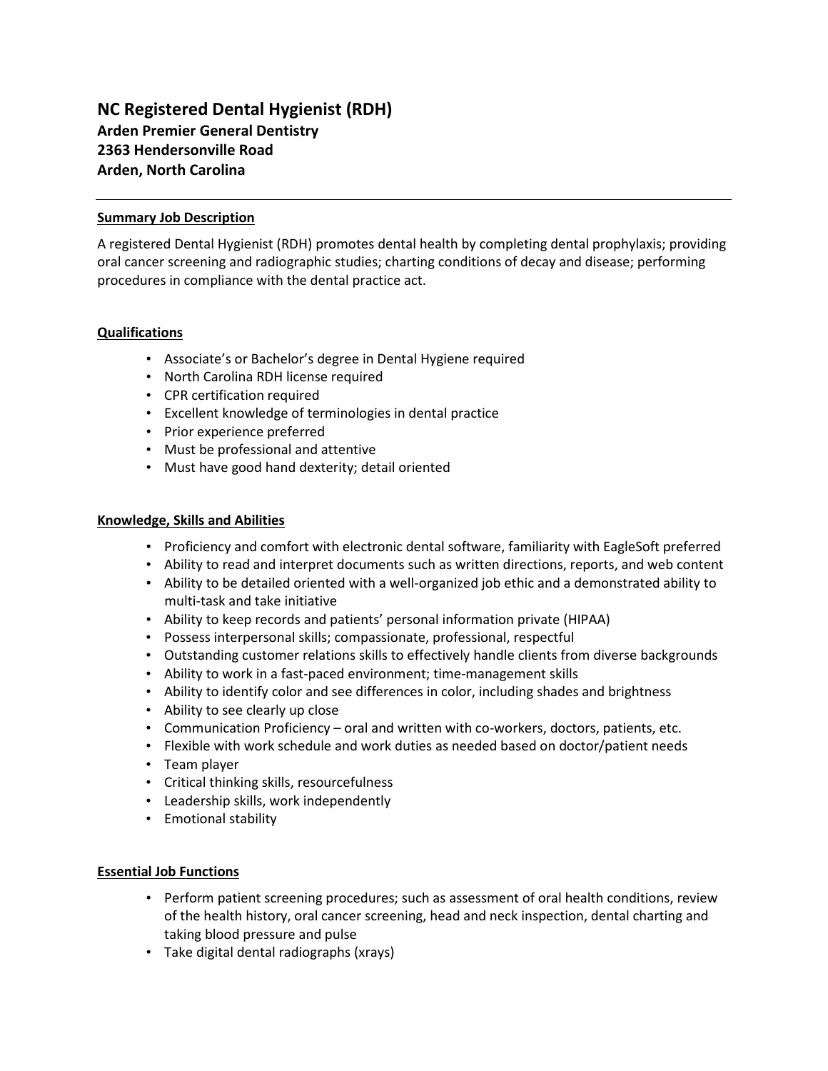# NC Registered Dental Hygienist (RDH)

**Arden Premier General Dentistry**
**2363 Hendersonville Road**
**Arden, North Carolina**

---

## Summary Job Description

A registered Dental Hygienist (RDH) promotes dental health by completing dental prophylaxis; providing oral cancer screening and radiographic studies; charting conditions of decay and disease; performing procedures in compliance with the dental practice act.

## Qualifications

- Associate's or Bachelor's degree in Dental Hygiene required
- North Carolina RDH license required
- CPR certification required
- Excellent knowledge of terminologies in dental practice
- Prior experience preferred
- Must be professional and attentive
- Must have good hand dexterity; detail oriented

## Knowledge, Skills and Abilities

- Proficiency and comfort with electronic dental software, familiarity with EagleSoft preferred
- Ability to read and interpret documents such as written directions, reports, and web content
- Ability to be detailed oriented with a well-organized job ethic and a demonstrated ability to multi-task and take initiative
- Ability to keep records and patients' personal information private (HIPAA)
- Possess interpersonal skills; compassionate, professional, respectful
- Outstanding customer relations skills to effectively handle clients from diverse backgrounds
- Ability to work in a fast-paced environment; time-management skills
- Ability to identify color and see differences in color, including shades and brightness
- Ability to see clearly up close
- Communication Proficiency – oral and written with co-workers, doctors, patients, etc.
- Flexible with work schedule and work duties as needed based on doctor/patient needs
- Team player
- Critical thinking skills, resourcefulness
- Leadership skills, work independently
- Emotional stability

## Essential Job Functions

- Perform patient screening procedures; such as assessment of oral health conditions, review of the health history, oral cancer screening, head and neck inspection, dental charting and taking blood pressure and pulse
- Take digital dental radiographs (xrays)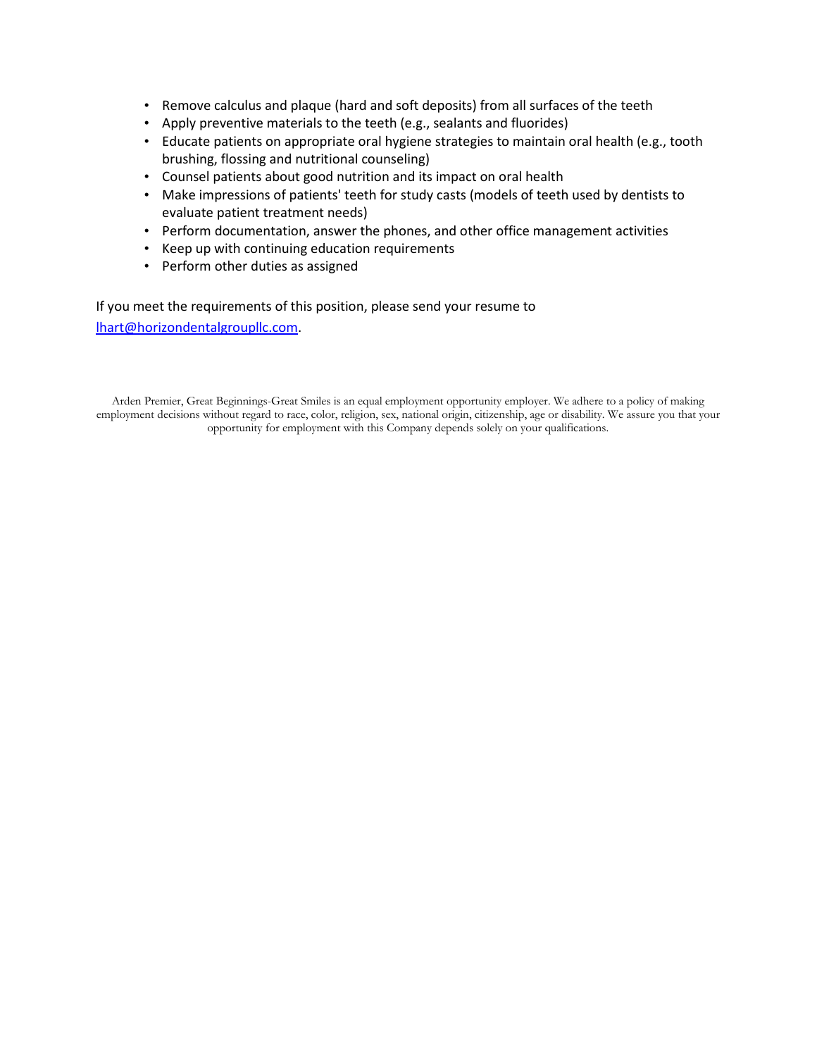- Remove calculus and plaque (hard and soft deposits) from all surfaces of the teeth
- Apply preventive materials to the teeth (e.g., sealants and fluorides)
- Educate patients on appropriate oral hygiene strategies to maintain oral health (e.g., tooth brushing, flossing and nutritional counseling)
- Counsel patients about good nutrition and its impact on oral health
- Make impressions of patients' teeth for study casts (models of teeth used by dentists to evaluate patient treatment needs)
- Perform documentation, answer the phones, and other office management activities
- Keep up with continuing education requirements
- Perform other duties as assigned

If you meet the requirements of this position, please send your resume to lhart@horizondentalgroupllc.com.

Arden Premier, Great Beginnings-Great Smiles is an equal employment opportunity employer. We adhere to a policy of making employment decisions without regard to race, color, religion, sex, national origin, citizenship, age or disability. We assure you that your opportunity for employment with this Company depends solely on your qualifications.